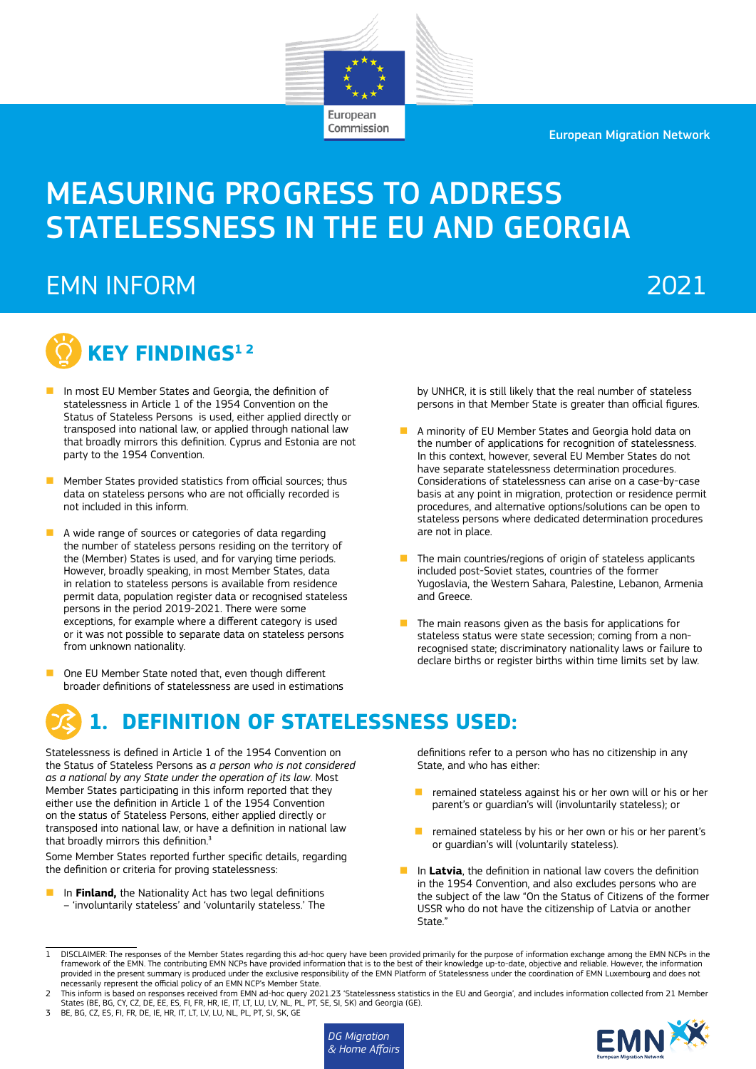European Commission

European Migration Network

# MEASURING PROGRESS TO ADDRESS STATELESSNESS IN THE EU AND GEORGIA

EMN INFORM 2021

## KEY FINDINGS[1 2]

- In most EU Member States and Georgia, the definition of statelessness in Article 1 of the 1954 Convention on the Status of Stateless Persons is used, either applied directly or transposed into national law, or applied through national law that broadly mirrors this definition. Cyprus and Estonia are not party to the 1954 Convention.
- Member States provided statistics from official sources; thus data on stateless persons who are not officially recorded is not included in this inform.
- A wide range of sources or categories of data regarding the number of stateless persons residing on the territory of the (Member) States is used, and for varying time periods. However, broadly speaking, in most Member States, data in relation to stateless persons is available from residence permit data, population register data or recognised stateless persons in the period 2019-2021. There were some exceptions, for example where a different category is used or it was not possible to separate data on stateless persons from unknown nationality.
- One EU Member State noted that, even though different broader definitions of statelessness are used in estimations by UNHCR, it is still likely that the real number of stateless persons in that Member State is greater than official figures.
- A minority of EU Member States and Georgia hold data on the number of applications for recognition of statelessness. In this context, however, several EU Member States do not have separate statelessness determination procedures. Considerations of statelessness can arise on a case-by-case basis at any point in migration, protection or residence permit procedures, and alternative options/solutions can be open to stateless persons where dedicated determination procedures are not in place.
- The main countries/regions of origin of stateless applicants included post-Soviet states, countries of the former Yugoslavia, the Western Sahara, Palestine, Lebanon, Armenia and Greece.
- The main reasons given as the basis for applications for stateless status were state secession; coming from a non-recognised state; discriminatory nationality laws or failure to declare births or register births within time limits set by law.

## 1. DEFINITION OF STATELESSNESS USED:

Statelessness is defined in Article 1 of the 1954 Convention on the Status of Stateless Persons as *a person who is not considered as a national by any State under the operation of its law*. Most Member States participating in this inform reported that they either use the definition in Article 1 of the 1954 Convention on the status of Stateless Persons, either applied directly or transposed into national law, or have a definition in national law that broadly mirrors this definition.[3]

Some Member States reported further specific details, regarding the definition or criteria for proving statelessness:

- In **Finland,** the Nationality Act has two legal definitions – 'involuntarily stateless' and 'voluntarily stateless.' The definitions refer to a person who has no citizenship in any State, and who has either:
  - remained stateless against his or her own will or his or her parent's or guardian's will (involuntarily stateless); or
  - remained stateless by his or her own or his or her parent's or guardian's will (voluntarily stateless).
- In **Latvia**, the definition in national law covers the definition in the 1954 Convention, and also excludes persons who are the subject of the law "On the Status of Citizens of the former USSR who do not have the citizenship of Latvia or another State."

---

1 DISCLAIMER: The responses of the Member States regarding this ad-hoc query have been provided primarily for the purpose of information exchange among the EMN NCPs in the framework of the EMN. The contributing EMN NCPs have provided information that is to the best of their knowledge up-to-date, objective and reliable. However, the information provided in the present summary is produced under the exclusive responsibility of the EMN Platform of Statelessness under the coordination of EMN Luxembourg and does not necessarily represent the official policy of an EMN NCP's Member State.

2 This inform is based on responses received from EMN ad-hoc query 2021.23 'Statelessness statistics in the EU and Georgia', and includes information collected from 21 Member States (BE, BG, CY, CZ, DE, EE, ES, FI, FR, HR, IE, IT, LT, LU, LV, NL, PL, PT, SE, SI, SK) and Georgia (GE).

3 BE, BG, CZ, ES, FI, FR, DE, IE, HR, IT, LT, LV, LU, NL, PL, PT, SI, SK, GE

DG Migration & Home Affairs

EMN European Migration Network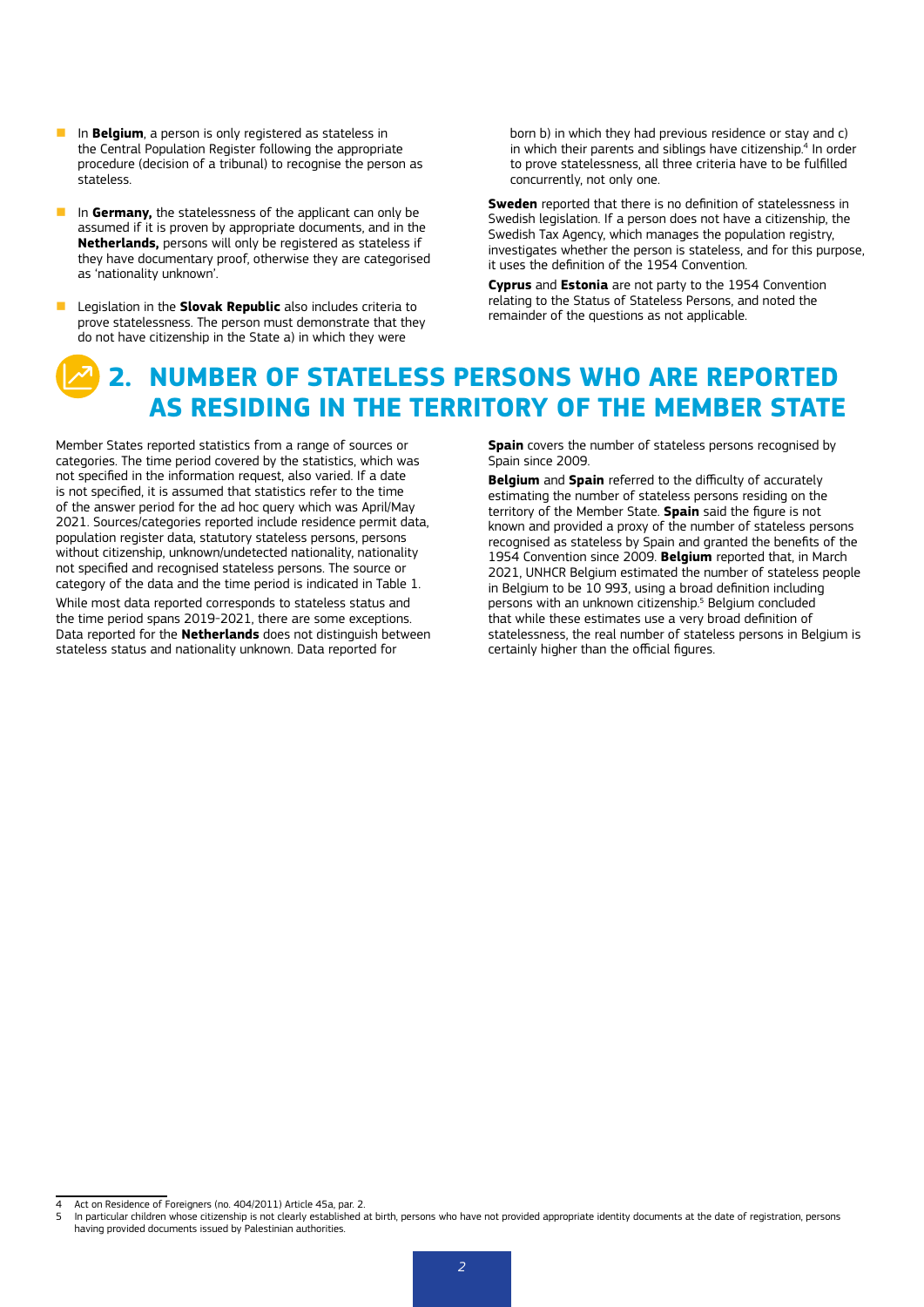- In **Belgium**, a person is only registered as stateless in the Central Population Register following the appropriate procedure (decision of a tribunal) to recognise the person as stateless.

- In **Germany,** the statelessness of the applicant can only be assumed if it is proven by appropriate documents, and in the **Netherlands,** persons will only be registered as stateless if they have documentary proof, otherwise they are categorised as 'nationality unknown'.

- Legislation in the **Slovak Republic** also includes criteria to prove statelessness. The person must demonstrate that they do not have citizenship in the State a) in which they were born b) in which they had previous residence or stay and c) in which their parents and siblings have citizenship.[4] In order to prove statelessness, all three criteria have to be fulfilled concurrently, not only one.

**Sweden** reported that there is no definition of statelessness in Swedish legislation. If a person does not have a citizenship, the Swedish Tax Agency, which manages the population registry, investigates whether the person is stateless, and for this purpose, it uses the definition of the 1954 Convention.

**Cyprus** and **Estonia** are not party to the 1954 Convention relating to the Status of Stateless Persons, and noted the remainder of the questions as not applicable.

## 2. NUMBER OF STATELESS PERSONS WHO ARE REPORTED AS RESIDING IN THE TERRITORY OF THE MEMBER STATE

Member States reported statistics from a range of sources or categories. The time period covered by the statistics, which was not specified in the information request, also varied. If a date is not specified, it is assumed that statistics refer to the time of the answer period for the ad hoc query which was April/May 2021. Sources/categories reported include residence permit data, population register data, statutory stateless persons, persons without citizenship, unknown/undetected nationality, nationality not specified and recognised stateless persons. The source or category of the data and the time period is indicated in Table 1.

While most data reported corresponds to stateless status and the time period spans 2019-2021, there are some exceptions. Data reported for the **Netherlands** does not distinguish between stateless status and nationality unknown. Data reported for **Spain** covers the number of stateless persons recognised by Spain since 2009.

**Belgium** and **Spain** referred to the difficulty of accurately estimating the number of stateless persons residing on the territory of the Member State. **Spain** said the figure is not known and provided a proxy of the number of stateless persons recognised as stateless by Spain and granted the benefits of the 1954 Convention since 2009. **Belgium** reported that, in March 2021, UNHCR Belgium estimated the number of stateless people in Belgium to be 10 993, using a broad definition including persons with an unknown citizenship.[5] Belgium concluded that while these estimates use a very broad definition of statelessness, the real number of stateless persons in Belgium is certainly higher than the official figures.

---

4 Act on Residence of Foreigners (no. 404/2011) Article 45a, par. 2.

5 In particular children whose citizenship is not clearly established at birth, persons who have not provided appropriate identity documents at the date of registration, persons having provided documents issued by Palestinian authorities.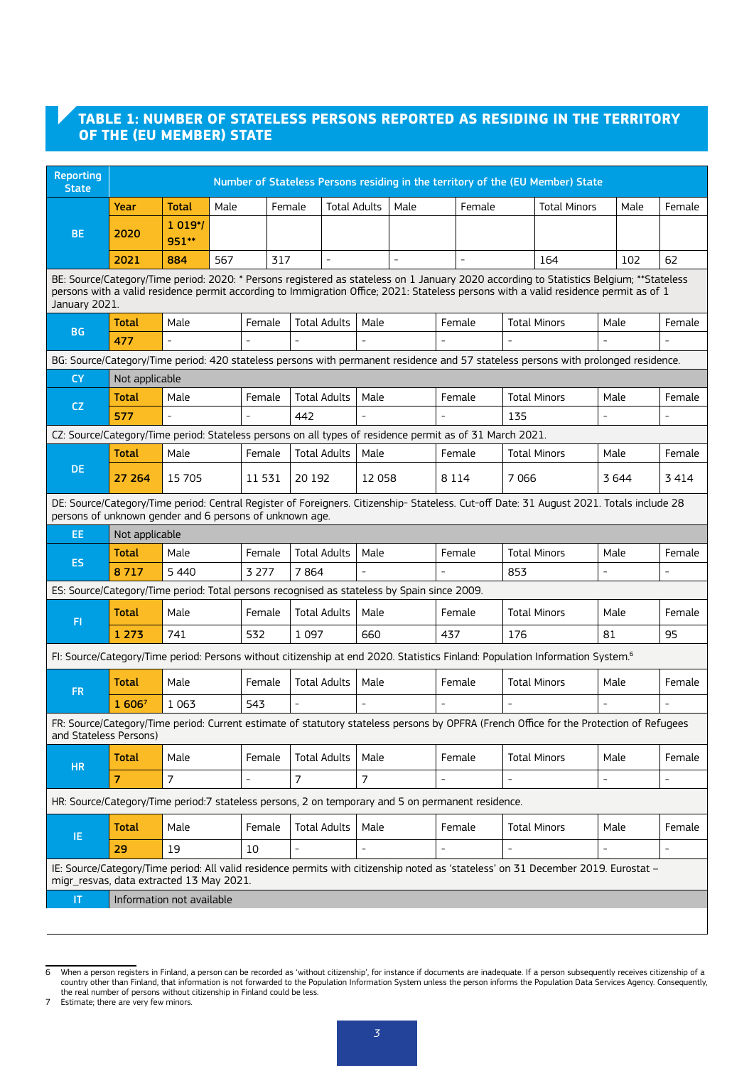## TABLE 1: NUMBER OF STATELESS PERSONS REPORTED AS RESIDING IN THE TERRITORY OF THE (EU MEMBER) STATE

| Reporting State | Number of Stateless Persons residing in the territory of the (EU Member) State | | | | | | | | | | |
|---|---|---|---|---|---|---|---|---|---|---|---|
| BE | Year | Total | Male | Female | Total Adults | Male | Female | Total Minors | Male | Female |
| | 2020 | 1 019*/ 951** | | | | | | | | |
| | 2021 | 884 | 567 | 317 | - | - | - | 164 | 102 | 62 |
| BE: Source/Category/Time period: 2020: * Persons registered as stateless on 1 January 2020 according to Statistics Belgium; **Stateless persons with a valid residence permit according to Immigration Office; 2021: Stateless persons with a valid residence permit as of 1 January 2021. | | | | | | | | | | |
| BG | | Total | Male | Female | Total Adults | Male | Female | Total Minors | Male | Female |
| | | 477 | - | - | - | - | - | - | - | - |
| BG: Source/Category/Time period: 420 stateless persons with permanent residence and 57 stateless persons with prolonged residence. | | | | | | | | | | |
| CY | Not applicable | | | | | | | | | |
| CZ | | Total | Male | Female | Total Adults | Male | Female | Total Minors | Male | Female |
| | | 577 | - | - | 442 | - | - | 135 | - | - |
| CZ: Source/Category/Time period: Stateless persons on all types of residence permit as of 31 March 2021. | | | | | | | | | | |
| DE | | Total | Male | Female | Total Adults | Male | Female | Total Minors | Male | Female |
| | | 27 264 | 15 705 | 11 531 | 20 192 | 12 058 | 8 114 | 7 066 | 3 644 | 3 414 |
| DE: Source/Category/Time period: Central Register of Foreigners. Citizenship- Stateless. Cut-off Date: 31 August 2021. Totals include 28 persons of unknown gender and 6 persons of unknown age. | | | | | | | | | | |
| EE | Not applicable | | | | | | | | | |
| ES | | Total | Male | Female | Total Adults | Male | Female | Total Minors | Male | Female |
| | | 8 717 | 5 440 | 3 277 | 7 864 | - | - | 853 | - | - |
| ES: Source/Category/Time period: Total persons recognised as stateless by Spain since 2009. | | | | | | | | | | |
| FI | | Total | Male | Female | Total Adults | Male | Female | Total Minors | Male | Female |
| | | 1 273 | 741 | 532 | 1 097 | 660 | 437 | 176 | 81 | 95 |
| FI: Source/Category/Time period: Persons without citizenship at end 2020. Statistics Finland: Population Information System.[6] | | | | | | | | | | |
| FR | | Total | Male | Female | Total Adults | Male | Female | Total Minors | Male | Female |
| | | 1 606[7] | 1 063 | 543 | - | - | - | - | - | - |
| FR: Source/Category/Time period: Current estimate of statutory stateless persons by OPFRA (French Office for the Protection of Refugees and Stateless Persons) | | | | | | | | | | |
| HR | | Total | Male | Female | Total Adults | Male | Female | Total Minors | Male | Female |
| | | 7 | 7 | - | 7 | 7 | - | - | - | - |
| HR: Source/Category/Time period:7 stateless persons, 2 on temporary and 5 on permanent residence. | | | | | | | | | | |
| IE | | Total | Male | Female | Total Adults | Male | Female | Total Minors | Male | Female |
| | | 29 | 19 | 10 | - | - | - | - | - | - |
| IE: Source/Category/Time period: All valid residence permits with citizenship noted as 'stateless' on 31 December 2019. Eurostat – migr_resvas, data extracted 13 May 2021. | | | | | | | | | | |
| IT | Information not available | | | | | | | | | |

6 When a person registers in Finland, a person can be recorded as 'without citizenship', for instance if documents are inadequate. If a person subsequently receives citizenship of a country other than Finland, that information is not forwarded to the Population Information System unless the person informs the Population Data Services Agency. Consequently, the real number of persons without citizenship in Finland could be less.

7 Estimate; there are very few minors.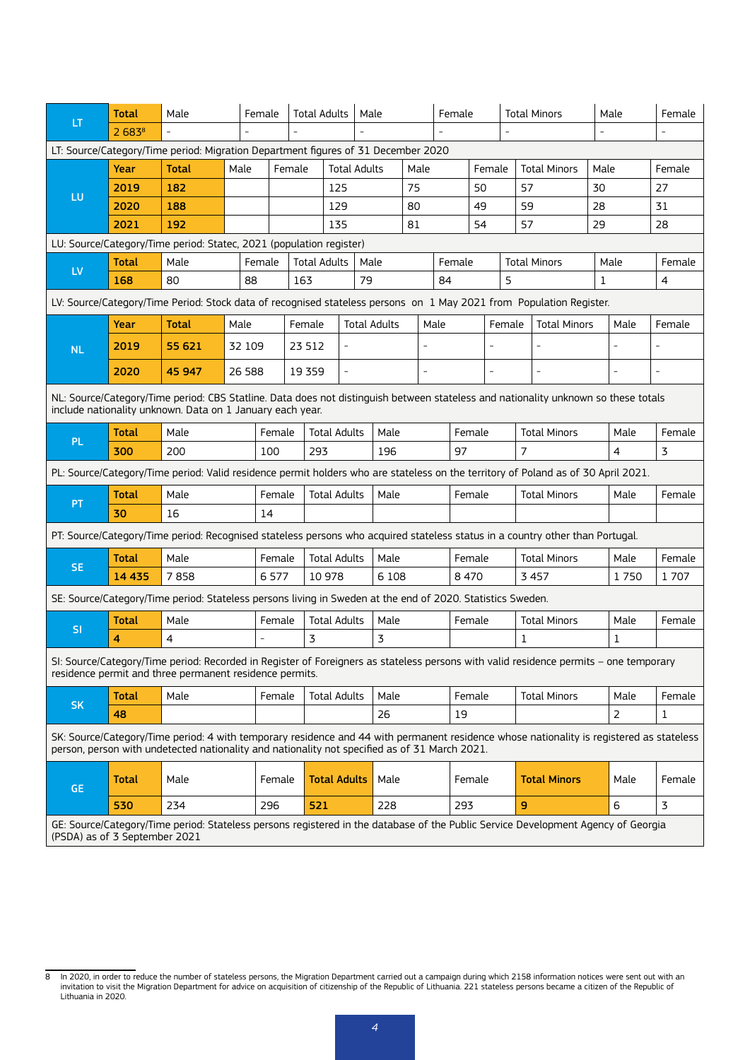| LT | Total | Male | Female | Total Adults | Male | Female | Total Minors | Male | Female |
|---|---|---|---|---|---|---|---|---|---|
| | 2 683[8] | - | - | - | - | - | - | - | - |

LT: Source/Category/Time period: Migration Department figures of 31 December 2020

| LU | Year | Total | Male | Female | Total Adults | Male | Female | Total Minors | Male | Female |
|---|---|---|---|---|---|---|---|---|---|---|
| | 2019 | 182 | | | 125 | 75 | 50 | 57 | 30 | 27 |
| | 2020 | 188 | | | 129 | 80 | 49 | 59 | 28 | 31 |
| | 2021 | 192 | | | 135 | 81 | 54 | 57 | 29 | 28 |

LU: Source/Category/Time period: Statec, 2021 (population register)

| LV | Total | Male | Female | Total Adults | Male | Female | Total Minors | Male | Female |
|---|---|---|---|---|---|---|---|---|---|
| | 168 | 80 | 88 | 163 | 79 | 84 | 5 | 1 | 4 |

LV: Source/Category/Time Period: Stock data of recognised stateless persons on 1 May 2021 from Population Register.

| NL | Year | Total | Male | Female | Total Adults | Male | Female | Total Minors | Male | Female |
|---|---|---|---|---|---|---|---|---|---|---|
| | 2019 | 55 621 | 32 109 | 23 512 | - | - | - | - | - | - |
| | 2020 | 45 947 | 26 588 | 19 359 | - | - | - | - | - | - |

NL: Source/Category/Time period: CBS Statline. Data does not distinguish between stateless and nationality unknown so these totals include nationality unknown. Data on 1 January each year.

| PL | Total | Male | Female | Total Adults | Male | Female | Total Minors | Male | Female |
|---|---|---|---|---|---|---|---|---|---|
| | 300 | 200 | 100 | 293 | 196 | 97 | 7 | 4 | 3 |

PL: Source/Category/Time period: Valid residence permit holders who are stateless on the territory of Poland as of 30 April 2021.

| PT | Total | Male | Female | Total Adults | Male | Female | Total Minors | Male | Female |
|---|---|---|---|---|---|---|---|---|---|
| | 30 | 16 | 14 | | | | | | |

PT: Source/Category/Time period: Recognised stateless persons who acquired stateless status in a country other than Portugal.

| SE | Total | Male | Female | Total Adults | Male | Female | Total Minors | Male | Female |
|---|---|---|---|---|---|---|---|---|---|
| | 14 435 | 7 858 | 6 577 | 10 978 | 6 108 | 8 470 | 3 457 | 1 750 | 1 707 |

SE: Source/Category/Time period: Stateless persons living in Sweden at the end of 2020. Statistics Sweden.

| SI | Total | Male | Female | Total Adults | Male | Female | Total Minors | Male | Female |
|---|---|---|---|---|---|---|---|---|---|
| | 4 | 4 | - | 3 | 3 | | 1 | 1 | |

SI: Source/Category/Time period: Recorded in Register of Foreigners as stateless persons with valid residence permits – one temporary residence permit and three permanent residence permits.

| SK | Total | Male | Female | Total Adults | Male | Female | Total Minors | Male | Female |
|---|---|---|---|---|---|---|---|---|---|
| | 48 | | | | 26 | 19 | | 2 | 1 |

SK: Source/Category/Time period: 4 with temporary residence and 44 with permanent residence whose nationality is registered as stateless person, person with undetected nationality and nationality not specified as of 31 March 2021.

| GE | Total | Male | Female | Total Adults | Male | Female | Total Minors | Male | Female |
|---|---|---|---|---|---|---|---|---|---|
| | 530 | 234 | 296 | 521 | 228 | 293 | 9 | 6 | 3 |

GE: Source/Category/Time period: Stateless persons registered in the database of the Public Service Development Agency of Georgia (PSDA) as of 3 September 2021

8 In 2020, in order to reduce the number of stateless persons, the Migration Department carried out a campaign during which 2158 information notices were sent out with an invitation to visit the Migration Department for advice on acquisition of citizenship of the Republic of Lithuania. 221 stateless persons became a citizen of the Republic of Lithuania in 2020.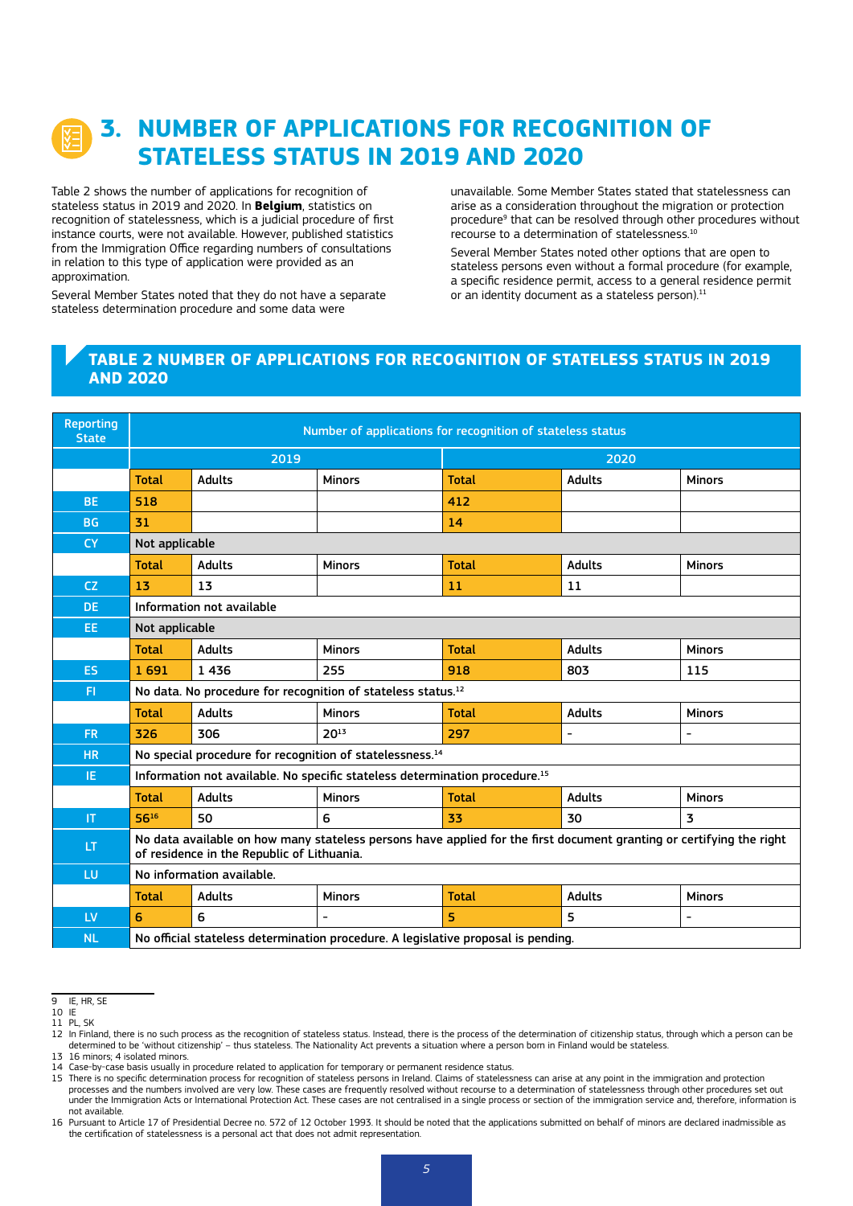# 3. NUMBER OF APPLICATIONS FOR RECOGNITION OF STATELESS STATUS IN 2019 AND 2020

Table 2 shows the number of applications for recognition of stateless status in 2019 and 2020. In **Belgium**, statistics on recognition of statelessness, which is a judicial procedure of first instance courts, were not available. However, published statistics from the Immigration Office regarding numbers of consultations in relation to this type of application were provided as an approximation.

Several Member States noted that they do not have a separate stateless determination procedure and some data were unavailable. Some Member States stated that statelessness can arise as a consideration throughout the migration or protection procedure[9] that can be resolved through other procedures without recourse to a determination of statelessness.[10]

Several Member States noted other options that are open to stateless persons even without a formal procedure (for example, a specific residence permit, access to a general residence permit or an identity document as a stateless person).[11]

## TABLE 2 NUMBER OF APPLICATIONS FOR RECOGNITION OF STATELESS STATUS IN 2019 AND 2020

| Reporting State | Number of applications for recognition of stateless status | | | | | |
|---|---|---|---|---|---|---|
| | 2019 | | | 2020 | | |
| | Total | Adults | Minors | Total | Adults | Minors |
| BE | 518 | | | 412 | | |
| BG | 31 | | | 14 | | |
| CY | Not applicable | | | | | |
| | Total | Adults | Minors | Total | Adults | Minors |
| CZ | 13 | 13 | | 11 | 11 | |
| DE | Information not available | | | | | |
| EE | Not applicable | | | | | |
| | Total | Adults | Minors | Total | Adults | Minors |
| ES | 1 691 | 1 436 | 255 | 918 | 803 | 115 |
| FI | No data. No procedure for recognition of stateless status.[12] | | | | | |
| | Total | Adults | Minors | Total | Adults | Minors |
| FR | 326 | 306 | 20[13] | 297 | - | - |
| HR | No special procedure for recognition of statelessness.[14] | | | | | |
| IE | Information not available. No specific stateless determination procedure.[15] | | | | | |
| | Total | Adults | Minors | Total | Adults | Minors |
| IT | 56[16] | 50 | 6 | 33 | 30 | 3 |
| LT | No data available on how many stateless persons have applied for the first document granting or certifying the right of residence in the Republic of Lithuania. | | | | | |
| LU | No information available. | | | | | |
| | Total | Adults | Minors | Total | Adults | Minors |
| LV | 6 | 6 | - | 5 | 5 | - |
| NL | No official stateless determination procedure. A legislative proposal is pending. | | | | | |

9 IE, HR, SE
10 IE
11 PL, SK
12 In Finland, there is no such process as the recognition of stateless status. Instead, there is the process of the determination of citizenship status, through which a person can be determined to be 'without citizenship' – thus stateless. The Nationality Act prevents a situation where a person born in Finland would be stateless.
13 16 minors; 4 isolated minors.
14 Case-by-case basis usually in procedure related to application for temporary or permanent residence status.
15 There is no specific determination process for recognition of stateless persons in Ireland. Claims of statelessness can arise at any point in the immigration and protection processes and the numbers involved are very low. These cases are frequently resolved without recourse to a determination of statelessness through other procedures set out under the Immigration Acts or International Protection Act. These cases are not centralised in a single process or section of the immigration service and, therefore, information is not available.
16 Pursuant to Article 17 of Presidential Decree no. 572 of 12 October 1993. It should be noted that the applications submitted on behalf of minors are declared inadmissible as the certification of statelessness is a personal act that does not admit representation.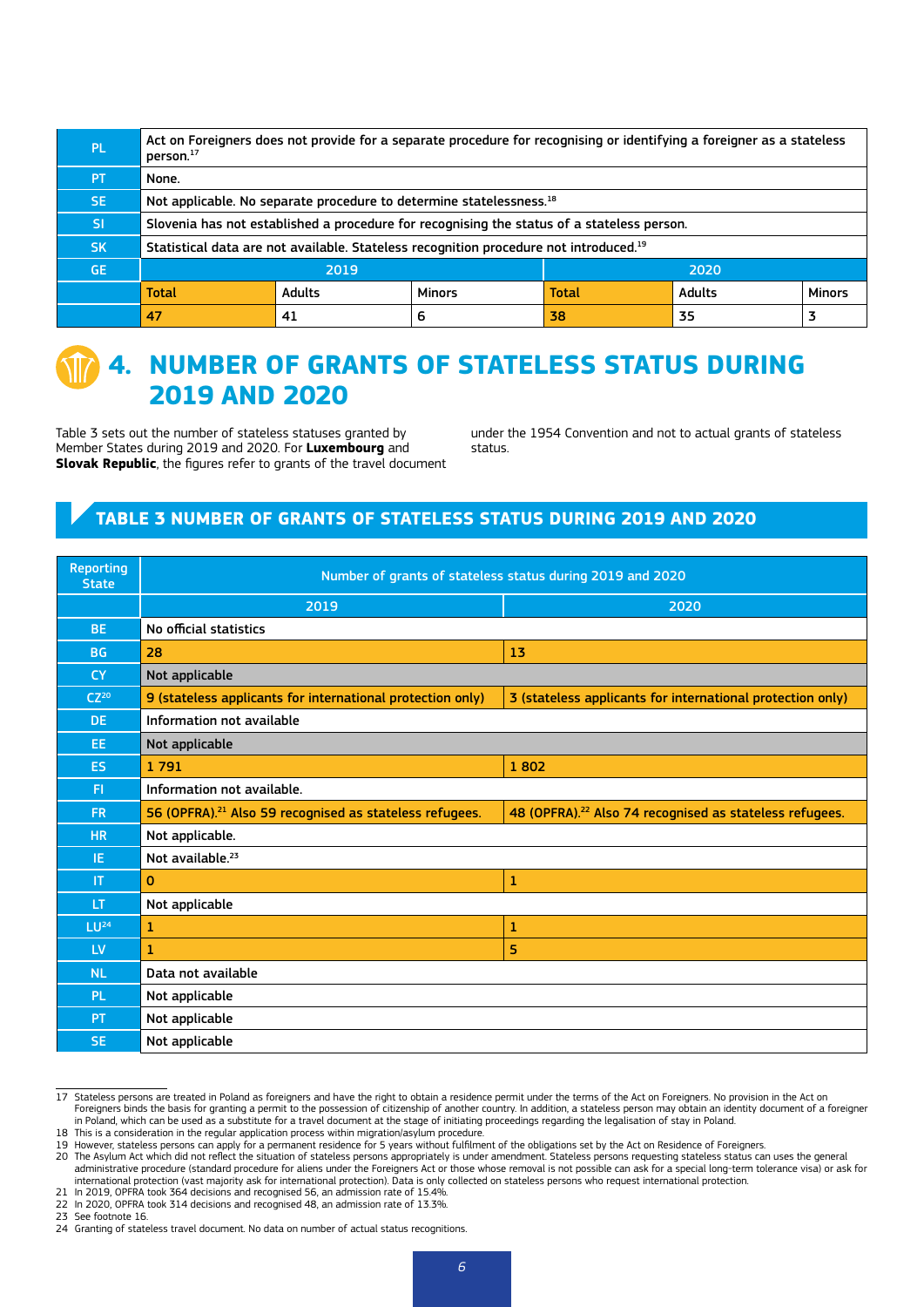| | | | | | | |
|---|---|---|---|---|---|---|
| PL | Act on Foreigners does not provide for a separate procedure for recognising or identifying a foreigner as a stateless person.[17] | | | | | |
| PT | None. | | | | | |
| SE | Not applicable. No separate procedure to determine statelessness.[18] | | | | | |
| SI | Slovenia has not established a procedure for recognising the status of a stateless person. | | | | | |
| SK | Statistical data are not available. Stateless recognition procedure not introduced.[19] | | | | | |
| GE | 2019 | | | 2020 | | |
| | Total | Adults | Minors | Total | Adults | Minors |
| | 47 | 41 | 6 | 38 | 35 | 3 |

# 4. NUMBER OF GRANTS OF STATELESS STATUS DURING 2019 AND 2020

Table 3 sets out the number of stateless statuses granted by Member States during 2019 and 2020. For **Luxembourg** and **Slovak Republic**, the figures refer to grants of the travel document under the 1954 Convention and not to actual grants of stateless status.

## TABLE 3 NUMBER OF GRANTS OF STATELESS STATUS DURING 2019 AND 2020

| Reporting State | Number of grants of stateless status during 2019 and 2020 | |
|---|---|---|
| | 2019 | 2020 |
| BE | No official statistics | |
| BG | 28 | 13 |
| CY | Not applicable | |
| CZ[20] | 9 (stateless applicants for international protection only) | 3 (stateless applicants for international protection only) |
| DE | Information not available | |
| EE | Not applicable | |
| ES | 1 791 | 1 802 |
| FI | Information not available. | |
| FR | 56 (OPFRA).[21] Also 59 recognised as stateless refugees. | 48 (OPFRA).[22] Also 74 recognised as stateless refugees. |
| HR | Not applicable. | |
| IE | Not available.[23] | |
| IT | 0 | 1 |
| LT | Not applicable | |
| LU[24] | 1 | 1 |
| LV | 1 | 5 |
| NL | Data not available | |
| PL | Not applicable | |
| PT | Not applicable | |
| SE | Not applicable | |

17 Stateless persons are treated in Poland as foreigners and have the right to obtain a residence permit under the terms of the Act on Foreigners. No provision in the Act on Foreigners binds the basis for granting a permit to the possession of citizenship of another country. In addition, a stateless person may obtain an identity document of a foreigner in Poland, which can be used as a substitute for a travel document at the stage of initiating proceedings regarding the legalisation of stay in Poland.

18 This is a consideration in the regular application process within migration/asylum procedure.

19 However, stateless persons can apply for a permanent residence for 5 years without fulfilment of the obligations set by the Act on Residence of Foreigners.

20 The Asylum Act which did not reflect the situation of stateless persons appropriately is under amendment. Stateless persons requesting stateless status can uses the general administrative procedure (standard procedure for aliens under the Foreigners Act or those whose removal is not possible can ask for a special long-term tolerance visa) or ask for international protection (vast majority ask for international protection). Data is only collected on stateless persons who request international protection.

21 In 2019, OPFRA took 364 decisions and recognised 56, an admission rate of 15.4%.

22 In 2020, OPFRA took 314 decisions and recognised 48, an admission rate of 13.3%.

23 See footnote 16.

24 Granting of stateless travel document. No data on number of actual status recognitions.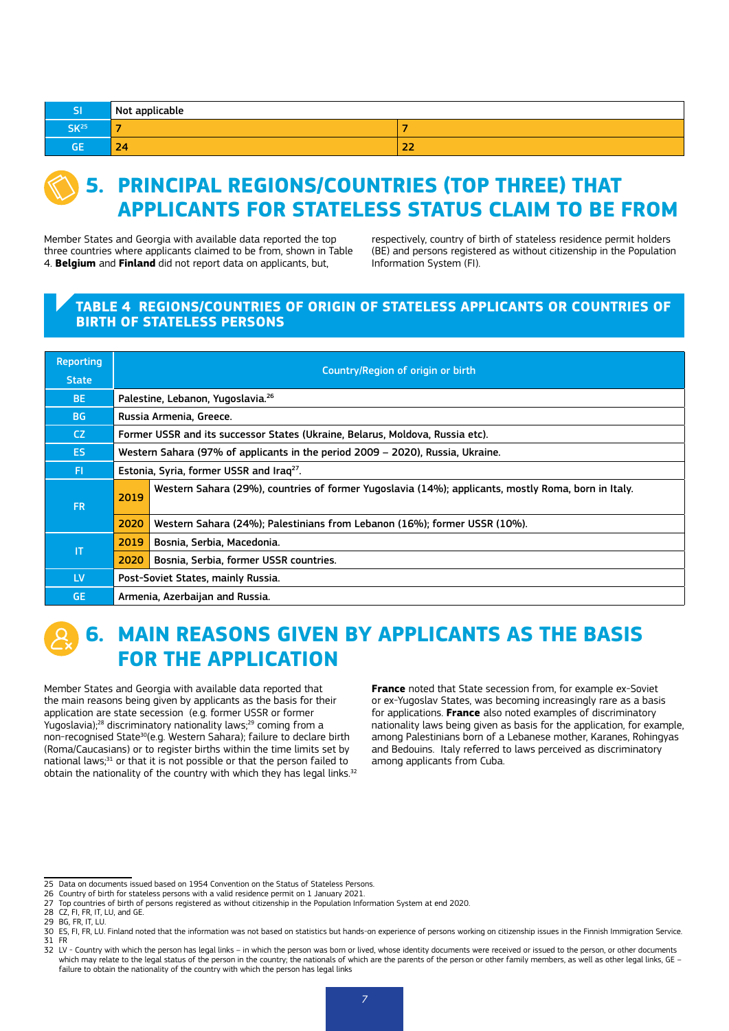| SI | Not applicable | |
|---|---|---|
| SK[25] | 7 | 7 |
| GE | 24 | 22 |

# 5. PRINCIPAL REGIONS/COUNTRIES (TOP THREE) THAT APPLICANTS FOR STATELESS STATUS CLAIM TO BE FROM

Member States and Georgia with available data reported the top three countries where applicants claimed to be from, shown in Table 4. **Belgium** and **Finland** did not report data on applicants, but, respectively, country of birth of stateless residence permit holders (BE) and persons registered as without citizenship in the Population Information System (FI).

## TABLE 4 REGIONS/COUNTRIES OF ORIGIN OF STATELESS APPLICANTS OR COUNTRIES OF BIRTH OF STATELESS PERSONS

| Reporting State | Country/Region of origin or birth | |
|---|---|---|
| BE | Palestine, Lebanon, Yugoslavia.[26] | |
| BG | Russia Armenia, Greece. | |
| CZ | Former USSR and its successor States (Ukraine, Belarus, Moldova, Russia etc). | |
| ES | Western Sahara (97% of applicants in the period 2009 – 2020), Russia, Ukraine. | |
| FI | Estonia, Syria, former USSR and Iraq[27]. | |
| FR | 2019 | Western Sahara (29%), countries of former Yugoslavia (14%); applicants, mostly Roma, born in Italy. |
| | 2020 | Western Sahara (24%); Palestinians from Lebanon (16%); former USSR (10%). |
| IT | 2019 | Bosnia, Serbia, Macedonia. |
| | 2020 | Bosnia, Serbia, former USSR countries. |
| LV | Post-Soviet States, mainly Russia. | |
| GE | Armenia, Azerbaijan and Russia. | |

# 6. MAIN REASONS GIVEN BY APPLICANTS AS THE BASIS FOR THE APPLICATION

Member States and Georgia with available data reported that the main reasons being given by applicants as the basis for their application are state secession (e.g. former USSR or former Yugoslavia);[28] discriminatory nationality laws;[29] coming from a non-recognised State[30](e.g. Western Sahara); failure to declare birth (Roma/Caucasians) or to register births within the time limits set by national laws;[31] or that it is not possible or that the person failed to obtain the nationality of the country with which they has legal links.[32]

**France** noted that State secession from, for example ex-Soviet or ex-Yugoslav States, was becoming increasingly rare as a basis for applications. **France** also noted examples of discriminatory nationality laws being given as basis for the application, for example, among Palestinians born of a Lebanese mother, Karanes, Rohingyas and Bedouins. Italy referred to laws perceived as discriminatory among applicants from Cuba.

25 Data on documents issued based on 1954 Convention on the Status of Stateless Persons.
26 Country of birth for stateless persons with a valid residence permit on 1 January 2021.
27 Top countries of birth of persons registered as without citizenship in the Population Information System at end 2020.
28 CZ, FI, FR, IT, LU, and GE.
29 BG, FR, IT, LU.
30 ES, FI, FR, LU. Finland noted that the information was not based on statistics but hands-on experience of persons working on citizenship issues in the Finnish Immigration Service.
31 FR
32 LV - Country with which the person has legal links – in which the person was born or lived, whose identity documents were received or issued to the person, or other documents which may relate to the legal status of the person in the country; the nationals of which are the parents of the person or other family members, as well as other legal links, GE – failure to obtain the nationality of the country with which the person has legal links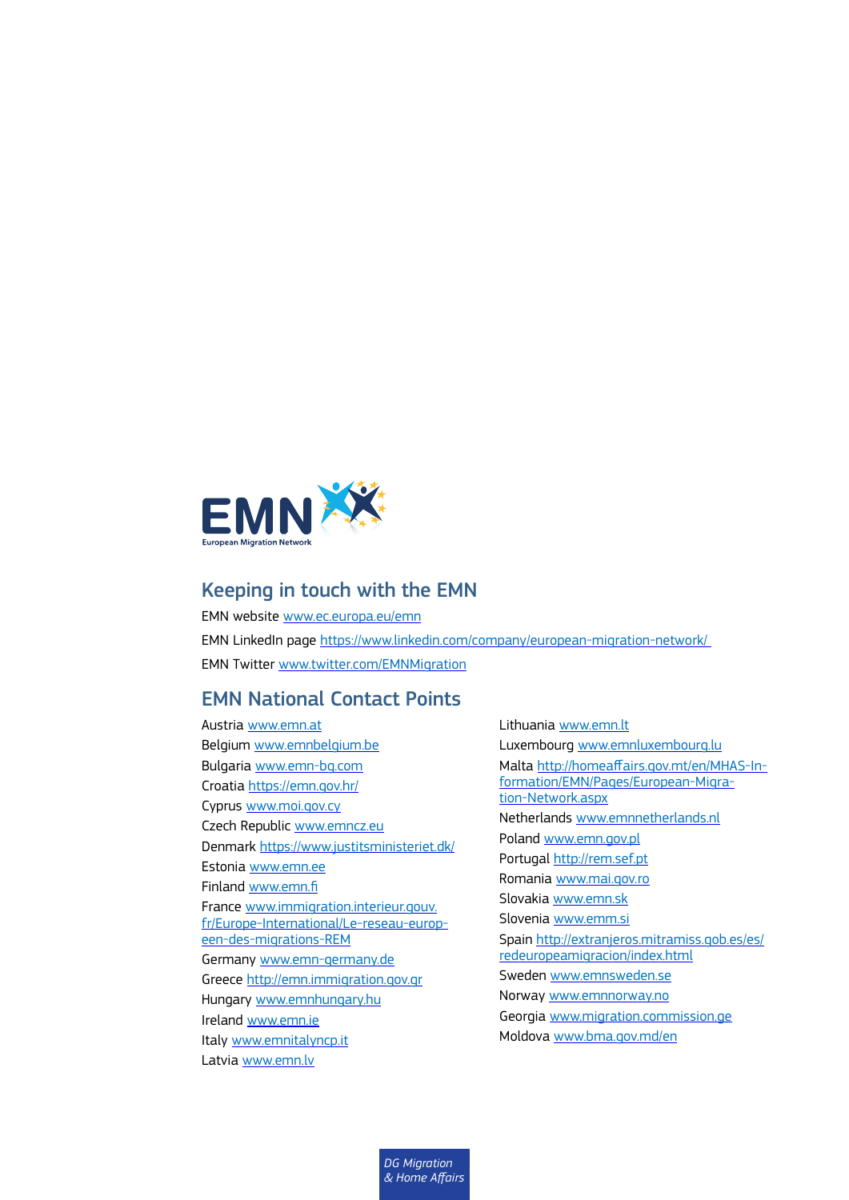EMN
European Migration Network

## Keeping in touch with the EMN

EMN website www.ec.europa.eu/emn

EMN LinkedIn page https://www.linkedin.com/company/european-migration-network/

EMN Twitter www.twitter.com/EMNMigration

## EMN National Contact Points

Austria www.emn.at
Belgium www.emnbelgium.be
Bulgaria www.emn-bg.com
Croatia https://emn.gov.hr/
Cyprus www.moi.gov.cy
Czech Republic www.emncz.eu
Denmark https://www.justitsministeriet.dk/
Estonia www.emn.ee
Finland www.emn.fi
France www.immigration.interieur.gouv.fr/Europe-International/Le-reseau-europeen-des-migrations-REM
Germany www.emn-germany.de
Greece http://emn.immigration.gov.gr
Hungary www.emnhungary.hu
Ireland www.emn.ie
Italy www.emnitalyncp.it
Latvia www.emn.lv
Lithuania www.emn.lt
Luxembourg www.emnluxembourg.lu
Malta http://homeaffairs.gov.mt/en/MHAS-Information/EMN/Pages/European-Migration-Network.aspx
Netherlands www.emnnetherlands.nl
Poland www.emn.gov.pl
Portugal http://rem.sef.pt
Romania www.mai.gov.ro
Slovakia www.emn.sk
Slovenia www.emm.si
Spain http://extranjeros.mitramiss.gob.es/es/redeuropeamigracion/index.html
Sweden www.emnsweden.se
Norway www.emnnorway.no
Georgia www.migration.commission.ge
Moldova www.bma.gov.md/en

*DG Migration & Home Affairs*